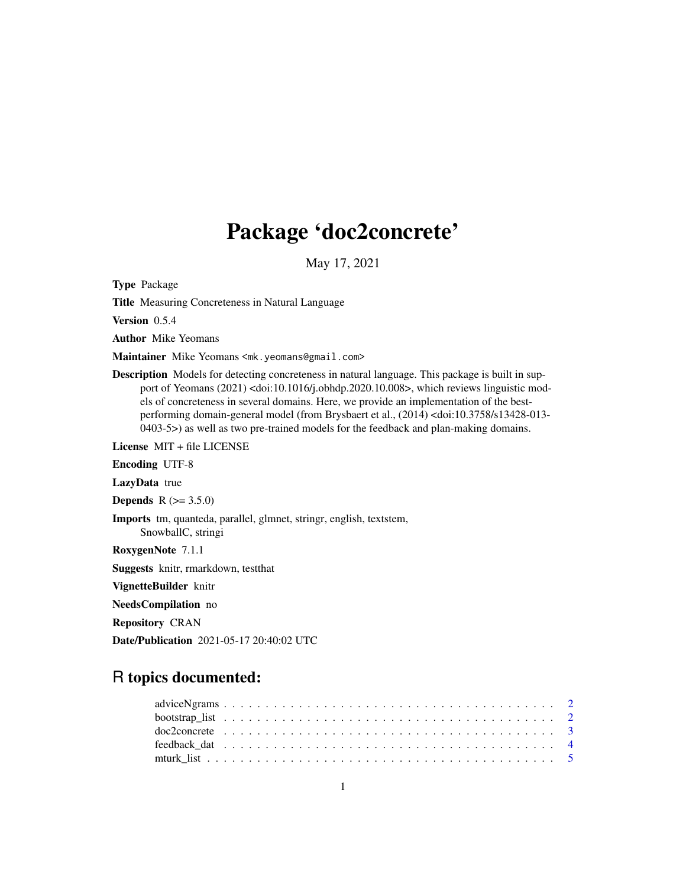# Package 'doc2concrete'

May 17, 2021

**Type** Package

**Title** Measuring Concreteness in Natural Language

**Version** 0.5.4

**Author** Mike Yeomans

**Maintainer** Mike Yeomans <mk.yeomans@gmail.com>

**Description** Models for detecting concreteness in natural language. This package is built in support of Yeomans (2021) <doi:10.1016/j.obhdp.2020.10.008>, which reviews linguistic models of concreteness in several domains. Here, we provide an implementation of the best-performing domain-general model (from Brysbaert et al., (2014) <doi:10.3758/s13428-013-0403-5>) as well as two pre-trained models for the feedback and plan-making domains.

**License** MIT + file LICENSE

**Encoding** UTF-8

**LazyData** true

**Depends** R (>= 3.5.0)

**Imports** tm, quanteda, parallel, glmnet, stringr, english, textstem, SnowballC, stringi

**RoxygenNote** 7.1.1

**Suggests** knitr, rmarkdown, testthat

**VignetteBuilder** knitr

**NeedsCompilation** no

**Repository** CRAN

**Date/Publication** 2021-05-17 20:40:02 UTC

## R topics documented:

- adviceNgrams . . . . . . . . . . . . . . . . . . . . . . . . . . . . . . . . . . . . . . . 2
- bootstrap_list . . . . . . . . . . . . . . . . . . . . . . . . . . . . . . . . . . . . . . . 2
- doc2concrete . . . . . . . . . . . . . . . . . . . . . . . . . . . . . . . . . . . . . . . 3
- feedback_dat . . . . . . . . . . . . . . . . . . . . . . . . . . . . . . . . . . . . . . . 4
- mturk_list . . . . . . . . . . . . . . . . . . . . . . . . . . . . . . . . . . . . . . . . 5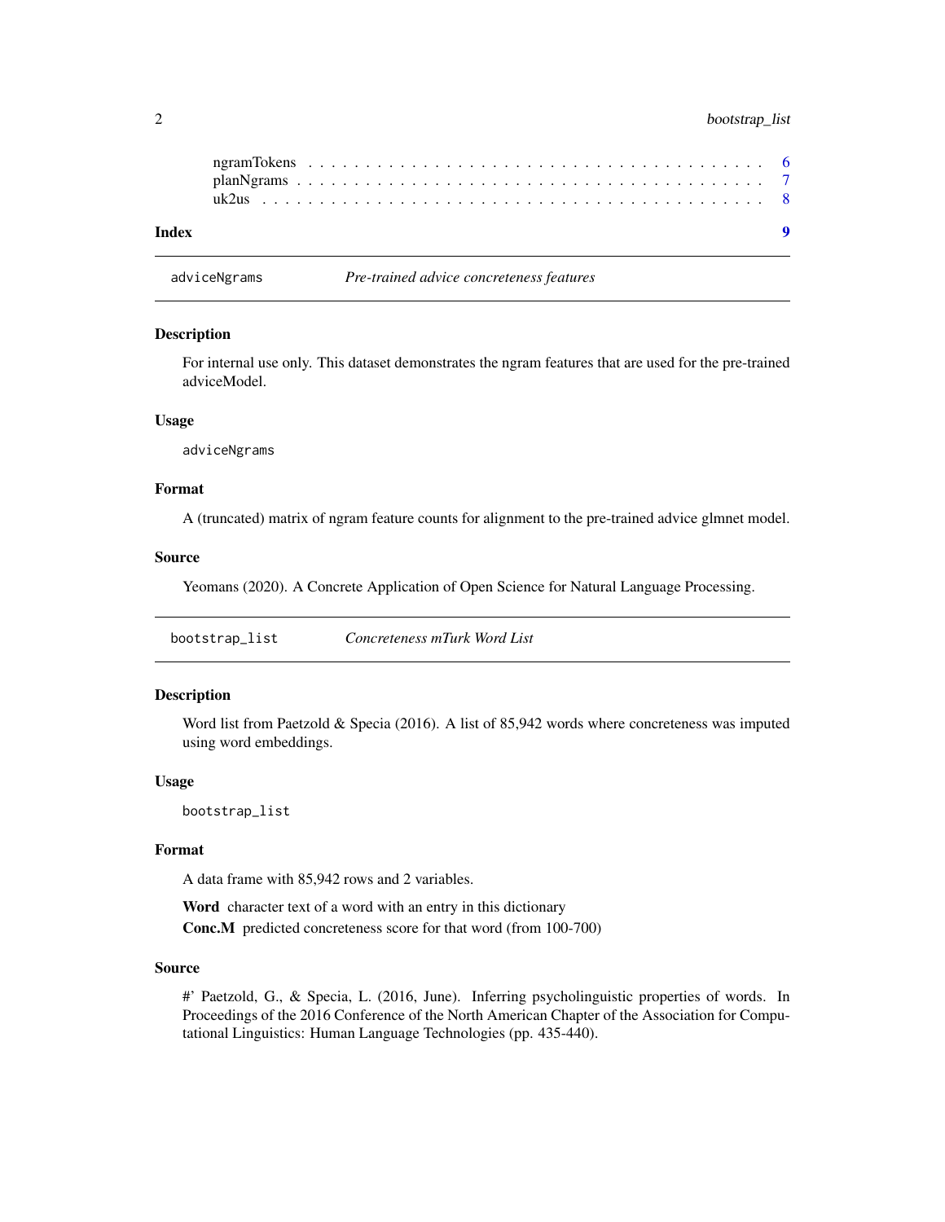ngramTokens . . . . . . . . . . . . . . . . . . . . . . . . . . . . . . . . . . . . . 6
planNgrams . . . . . . . . . . . . . . . . . . . . . . . . . . . . . . . . . . . . . . 7
uk2us . . . . . . . . . . . . . . . . . . . . . . . . . . . . . . . . . . . . . . . . 8

**Index** **9**

---

## adviceNgrams *Pre-trained advice concreteness features*

### Description

For internal use only. This dataset demonstrates the ngram features that are used for the pre-trained adviceModel.

### Usage

```
adviceNgrams
```

### Format

A (truncated) matrix of ngram feature counts for alignment to the pre-trained advice glmnet model.

### Source

Yeomans (2020). A Concrete Application of Open Science for Natural Language Processing.

---

## bootstrap_list *Concreteness mTurk Word List*

### Description

Word list from Paetzold & Specia (2016). A list of 85,942 words where concreteness was imputed using word embeddings.

### Usage

```
bootstrap_list
```

### Format

A data frame with 85,942 rows and 2 variables.

**Word** character text of a word with an entry in this dictionary

**Conc.M** predicted concreteness score for that word (from 100-700)

### Source

#' Paetzold, G., & Specia, L. (2016, June). Inferring psycholinguistic properties of words. In Proceedings of the 2016 Conference of the North American Chapter of the Association for Computational Linguistics: Human Language Technologies (pp. 435-440).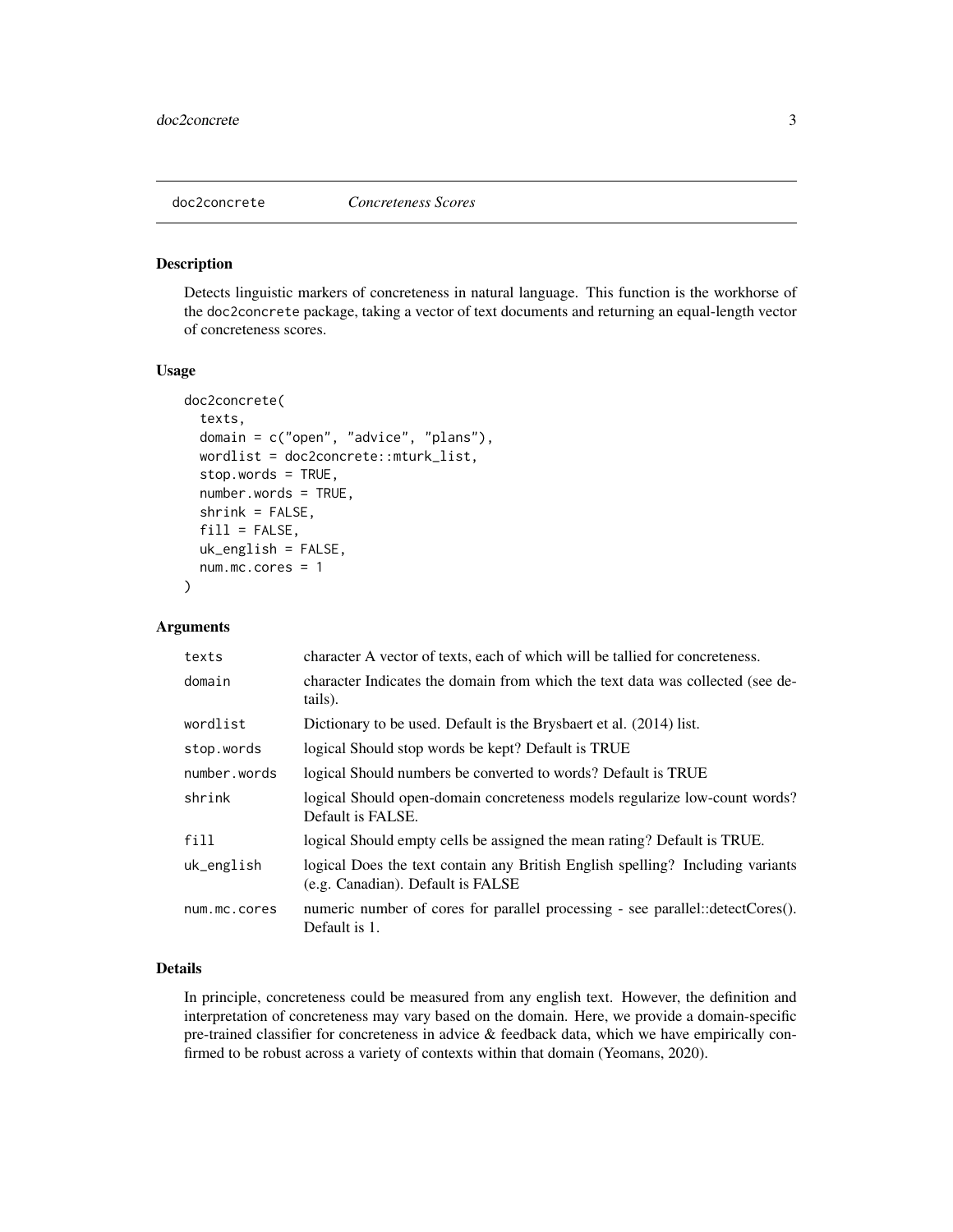## doc2concrete *Concreteness Scores*

### Description

Detects linguistic markers of concreteness in natural language. This function is the workhorse of the doc2concrete package, taking a vector of text documents and returning an equal-length vector of concreteness scores.

### Usage

```
doc2concrete(
  texts,
  domain = c("open", "advice", "plans"),
  wordlist = doc2concrete::mturk_list,
  stop.words = TRUE,
  number.words = TRUE,
  shrink = FALSE,
  fill = FALSE,
  uk_english = FALSE,
  num.mc.cores = 1
)
```

### Arguments

| | |
|---|---|
| texts | character A vector of texts, each of which will be tallied for concreteness. |
| domain | character Indicates the domain from which the text data was collected (see details). |
| wordlist | Dictionary to be used. Default is the Brysbaert et al. (2014) list. |
| stop.words | logical Should stop words be kept? Default is TRUE |
| number.words | logical Should numbers be converted to words? Default is TRUE |
| shrink | logical Should open-domain concreteness models regularize low-count words? Default is FALSE. |
| fill | logical Should empty cells be assigned the mean rating? Default is TRUE. |
| uk_english | logical Does the text contain any British English spelling? Including variants (e.g. Canadian). Default is FALSE |
| num.mc.cores | numeric number of cores for parallel processing - see parallel::detectCores(). Default is 1. |

### Details

In principle, concreteness could be measured from any english text. However, the definition and interpretation of concreteness may vary based on the domain. Here, we provide a domain-specific pre-trained classifier for concreteness in advice & feedback data, which we have empirically confirmed to be robust across a variety of contexts within that domain (Yeomans, 2020).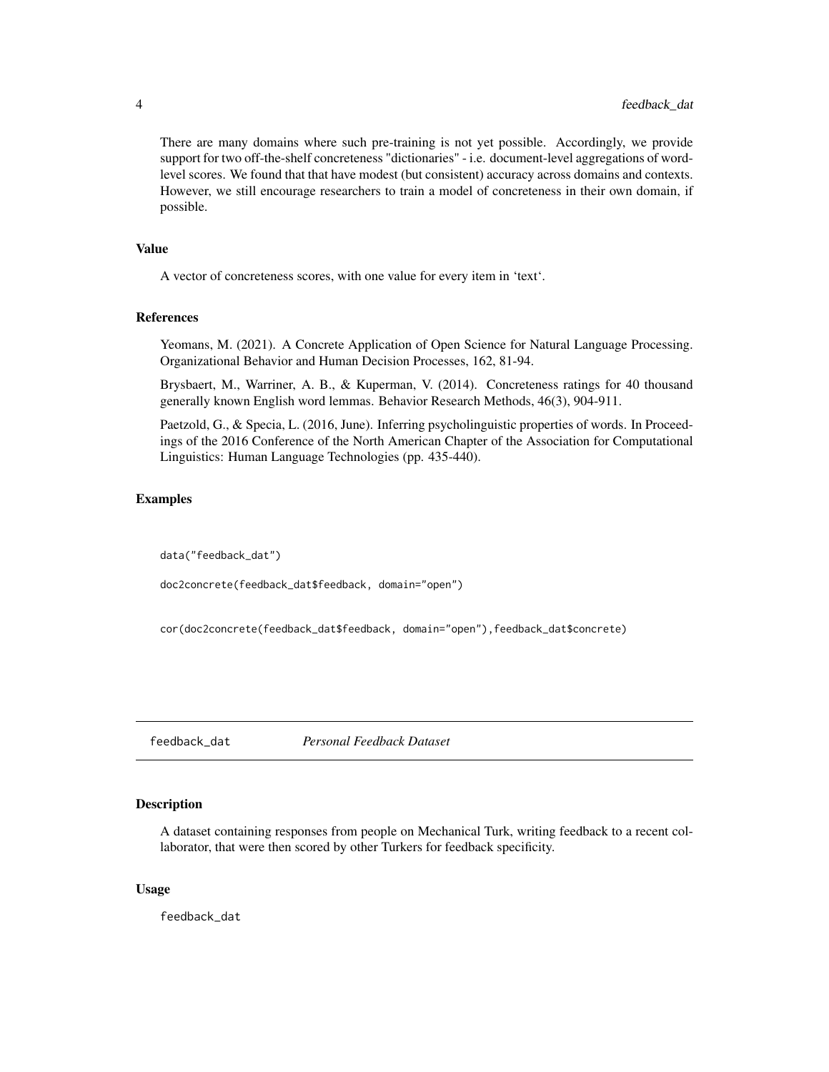There are many domains where such pre-training is not yet possible. Accordingly, we provide support for two off-the-shelf concreteness "dictionaries" - i.e. document-level aggregations of word-level scores. We found that that have modest (but consistent) accuracy across domains and contexts. However, we still encourage researchers to train a model of concreteness in their own domain, if possible.

### Value

A vector of concreteness scores, with one value for every item in ‘text‘.

### References

Yeomans, M. (2021). A Concrete Application of Open Science for Natural Language Processing. Organizational Behavior and Human Decision Processes, 162, 81-94.

Brysbaert, M., Warriner, A. B., & Kuperman, V. (2014). Concreteness ratings for 40 thousand generally known English word lemmas. Behavior Research Methods, 46(3), 904-911.

Paetzold, G., & Specia, L. (2016, June). Inferring psycholinguistic properties of words. In Proceedings of the 2016 Conference of the North American Chapter of the Association for Computational Linguistics: Human Language Technologies (pp. 435-440).

### Examples

```
data("feedback_dat")

doc2concrete(feedback_dat$feedback, domain="open")


cor(doc2concrete(feedback_dat$feedback, domain="open"),feedback_dat$concrete)
```

## feedback_dat *Personal Feedback Dataset*

### Description

A dataset containing responses from people on Mechanical Turk, writing feedback to a recent collaborator, that were then scored by other Turkers for feedback specificity.

### Usage

```
feedback_dat
```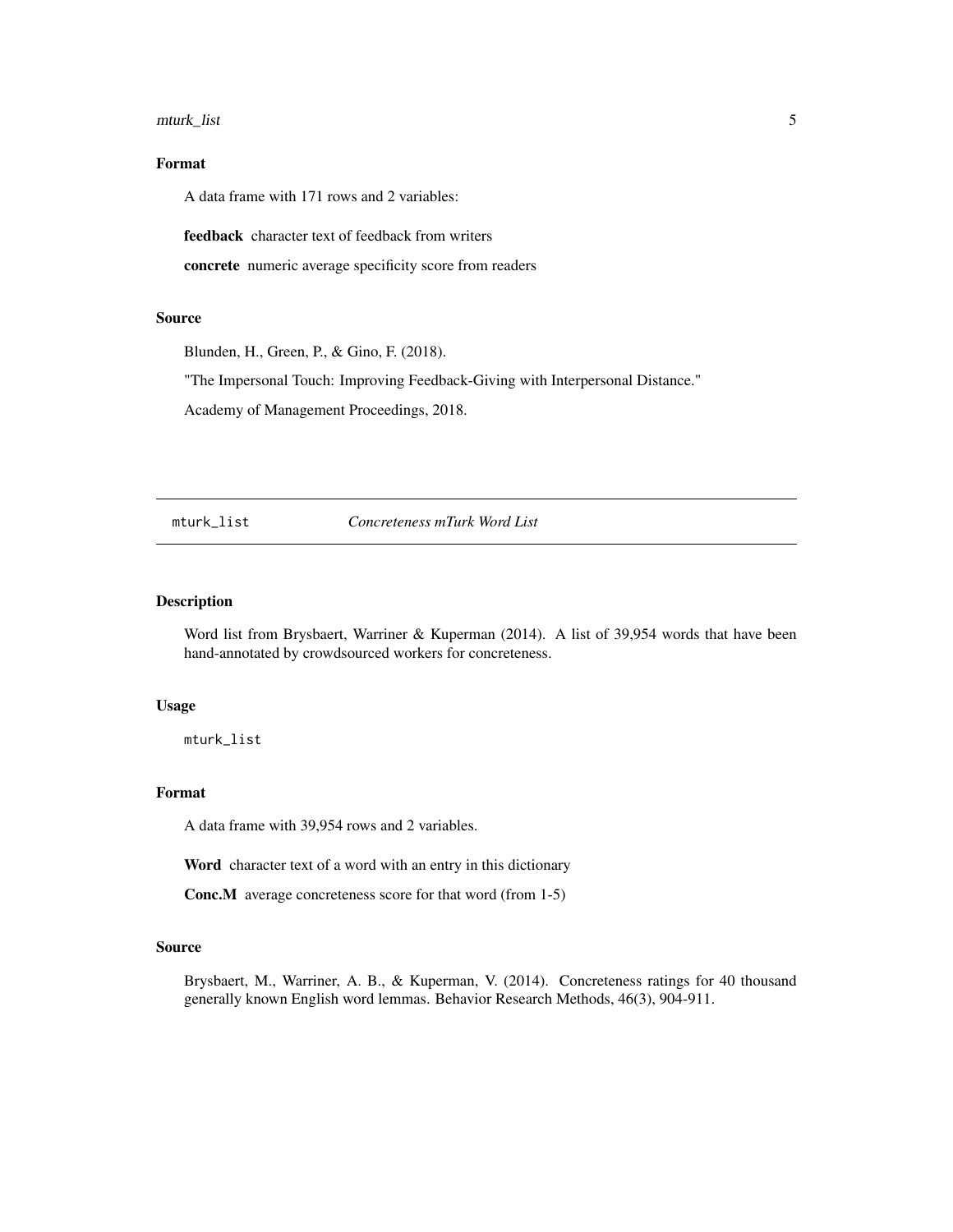### Format

A data frame with 171 rows and 2 variables:

**feedback** character text of feedback from writers

**concrete** numeric average specificity score from readers

### Source

Blunden, H., Green, P., & Gino, F. (2018).

"The Impersonal Touch: Improving Feedback-Giving with Interpersonal Distance."

Academy of Management Proceedings, 2018.

---

## mturk_list *Concreteness mTurk Word List*

---

### Description

Word list from Brysbaert, Warriner & Kuperman (2014). A list of 39,954 words that have been hand-annotated by crowdsourced workers for concreteness.

### Usage

```
mturk_list
```

### Format

A data frame with 39,954 rows and 2 variables.

**Word** character text of a word with an entry in this dictionary

**Conc.M** average concreteness score for that word (from 1-5)

### Source

Brysbaert, M., Warriner, A. B., & Kuperman, V. (2014). Concreteness ratings for 40 thousand generally known English word lemmas. Behavior Research Methods, 46(3), 904-911.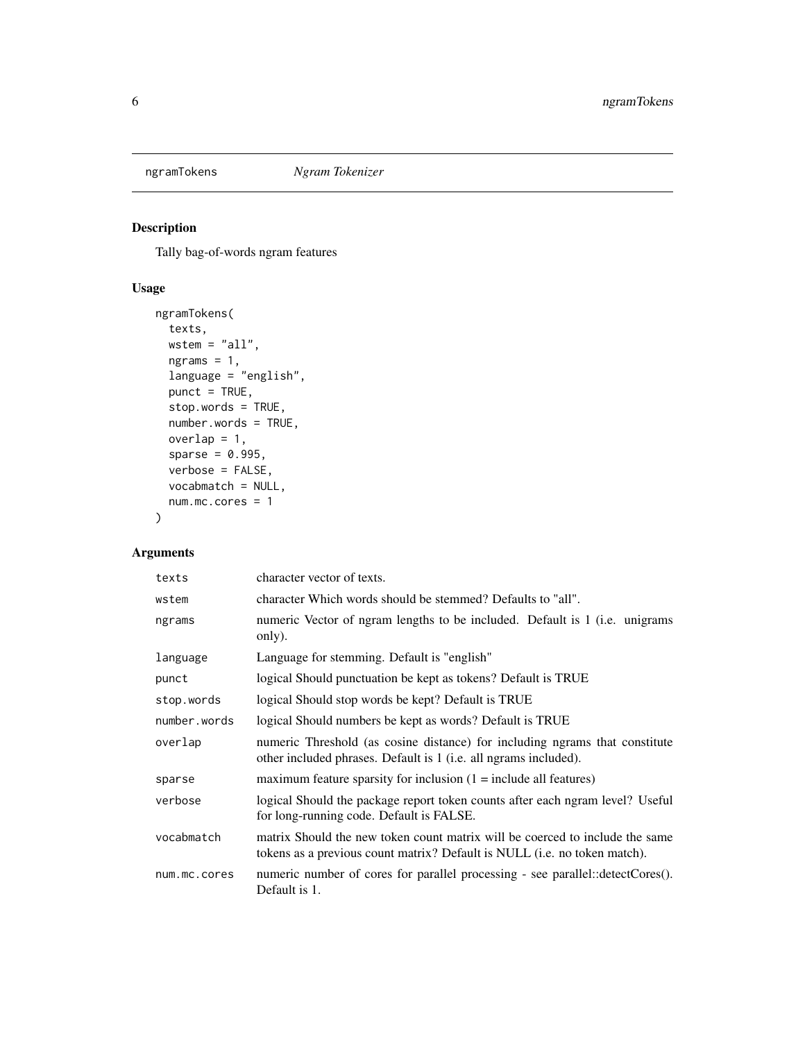ngramTokens *Ngram Tokenizer*

## Description

Tally bag-of-words ngram features

## Usage

```
ngramTokens(
  texts,
  wstem = "all",
  ngrams = 1,
  language = "english",
  punct = TRUE,
  stop.words = TRUE,
  number.words = TRUE,
  overlap = 1,
  sparse = 0.995,
  verbose = FALSE,
  vocabmatch = NULL,
  num.mc.cores = 1
)
```

## Arguments

| | |
|---|---|
| texts | character vector of texts. |
| wstem | character Which words should be stemmed? Defaults to "all". |
| ngrams | numeric Vector of ngram lengths to be included. Default is 1 (i.e. unigrams only). |
| language | Language for stemming. Default is "english" |
| punct | logical Should punctuation be kept as tokens? Default is TRUE |
| stop.words | logical Should stop words be kept? Default is TRUE |
| number.words | logical Should numbers be kept as words? Default is TRUE |
| overlap | numeric Threshold (as cosine distance) for including ngrams that constitute other included phrases. Default is 1 (i.e. all ngrams included). |
| sparse | maximum feature sparsity for inclusion (1 = include all features) |
| verbose | logical Should the package report token counts after each ngram level? Useful for long-running code. Default is FALSE. |
| vocabmatch | matrix Should the new token count matrix will be coerced to include the same tokens as a previous count matrix? Default is NULL (i.e. no token match). |
| num.mc.cores | numeric number of cores for parallel processing - see parallel::detectCores(). Default is 1. |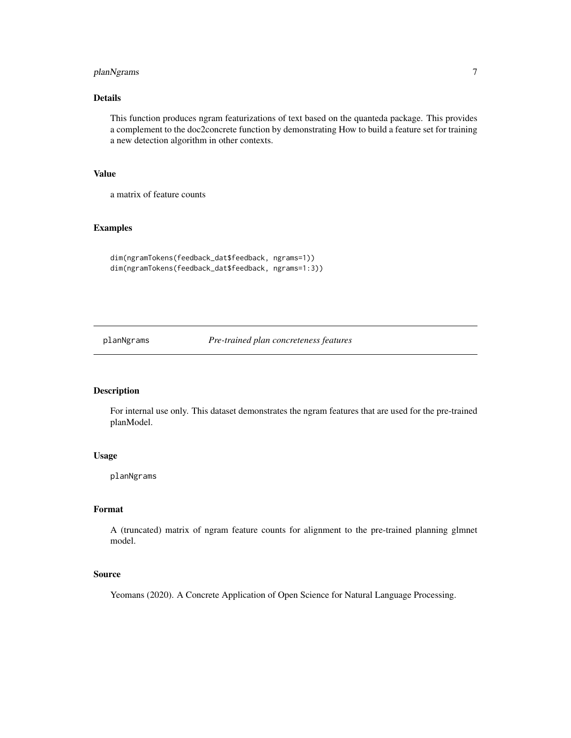### Details

This function produces ngram featurizations of text based on the quanteda package. This provides a complement to the doc2concrete function by demonstrating How to build a feature set for training a new detection algorithm in other contexts.

### Value

a matrix of feature counts

### Examples

```
dim(ngramTokens(feedback_dat$feedback, ngrams=1))
dim(ngramTokens(feedback_dat$feedback, ngrams=1:3))
```

---

## planNgrams *Pre-trained plan concreteness features*

---

### Description

For internal use only. This dataset demonstrates the ngram features that are used for the pre-trained planModel.

### Usage

```
planNgrams
```

### Format

A (truncated) matrix of ngram feature counts for alignment to the pre-trained planning glmnet model.

### Source

Yeomans (2020). A Concrete Application of Open Science for Natural Language Processing.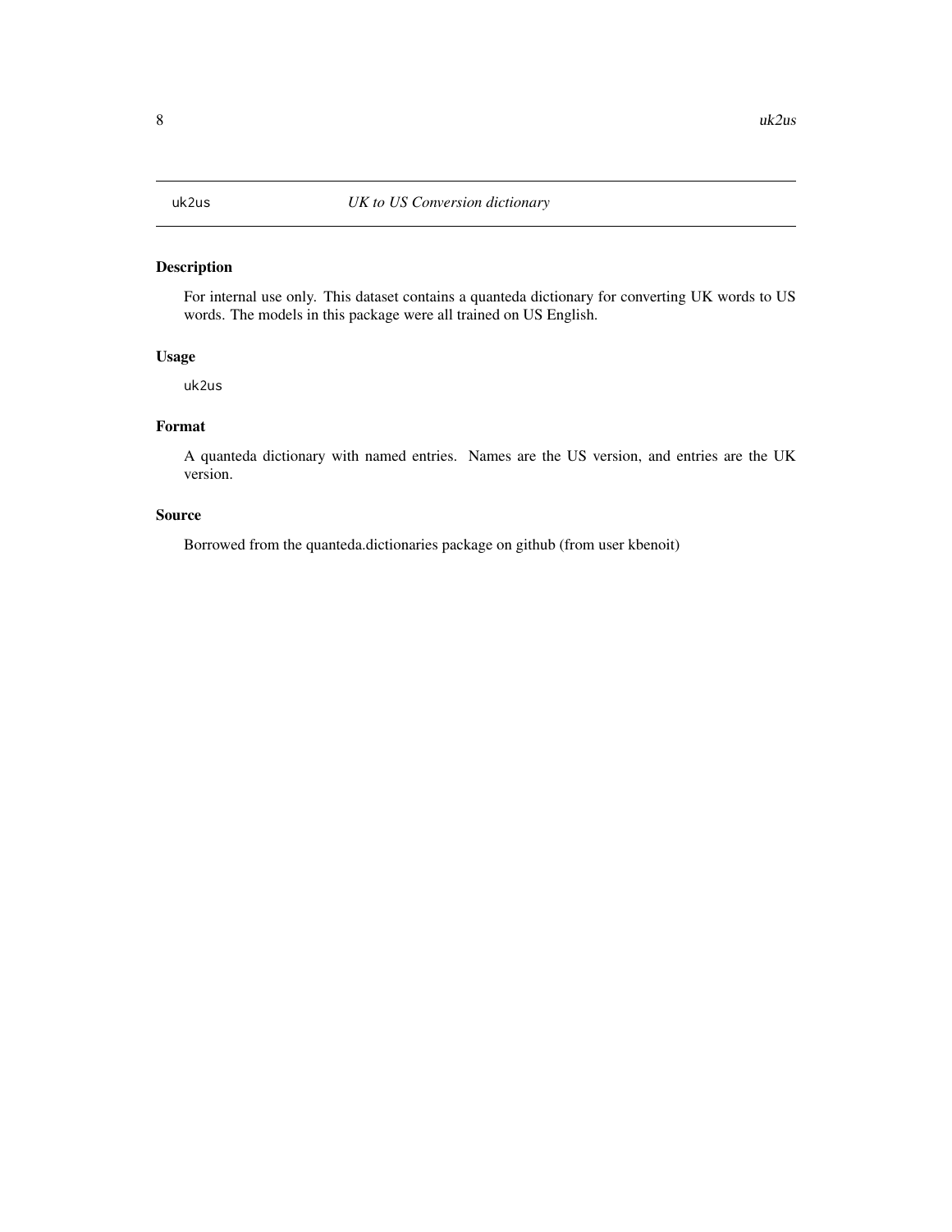uk2us *UK to US Conversion dictionary*

## Description

For internal use only. This dataset contains a quanteda dictionary for converting UK words to US words. The models in this package were all trained on US English.

## Usage

```
uk2us
```

## Format

A quanteda dictionary with named entries. Names are the US version, and entries are the UK version.

## Source

Borrowed from the quanteda.dictionaries package on github (from user kbenoit)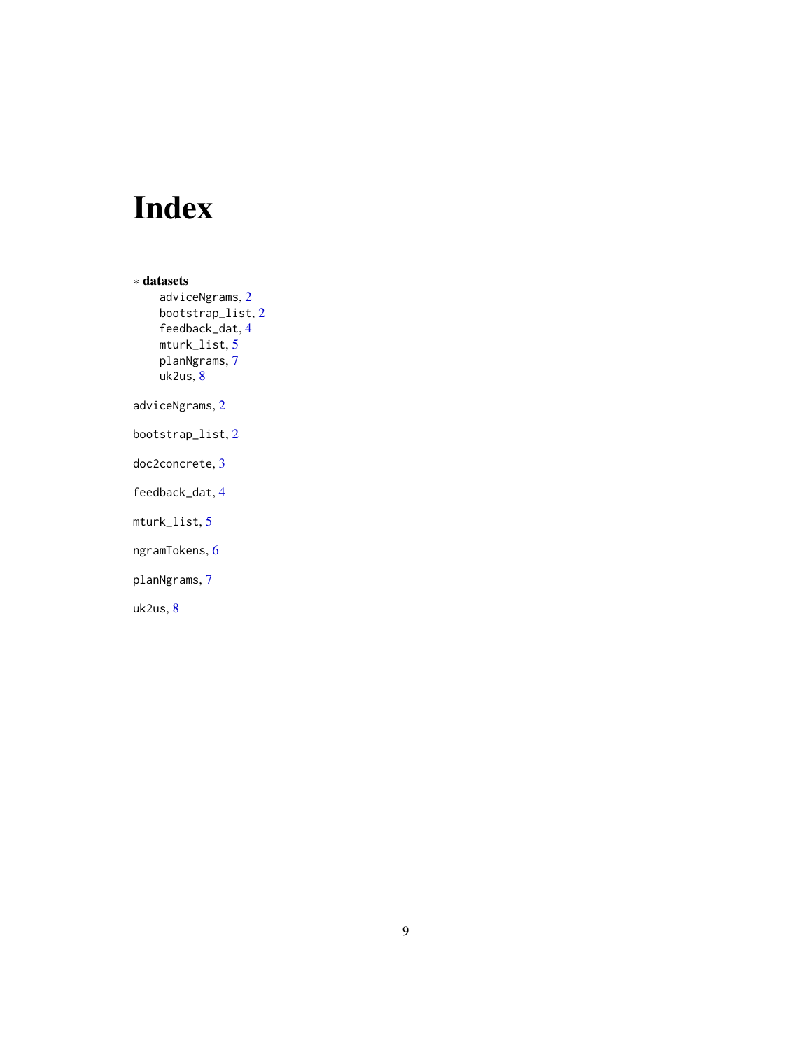# Index

∗ **datasets**
    adviceNgrams, 2
    bootstrap_list, 2
    feedback_dat, 4
    mturk_list, 5
    planNgrams, 7
    uk2us, 8

adviceNgrams, 2

bootstrap_list, 2

doc2concrete, 3

feedback_dat, 4

mturk_list, 5

ngramTokens, 6

planNgrams, 7

uk2us, 8